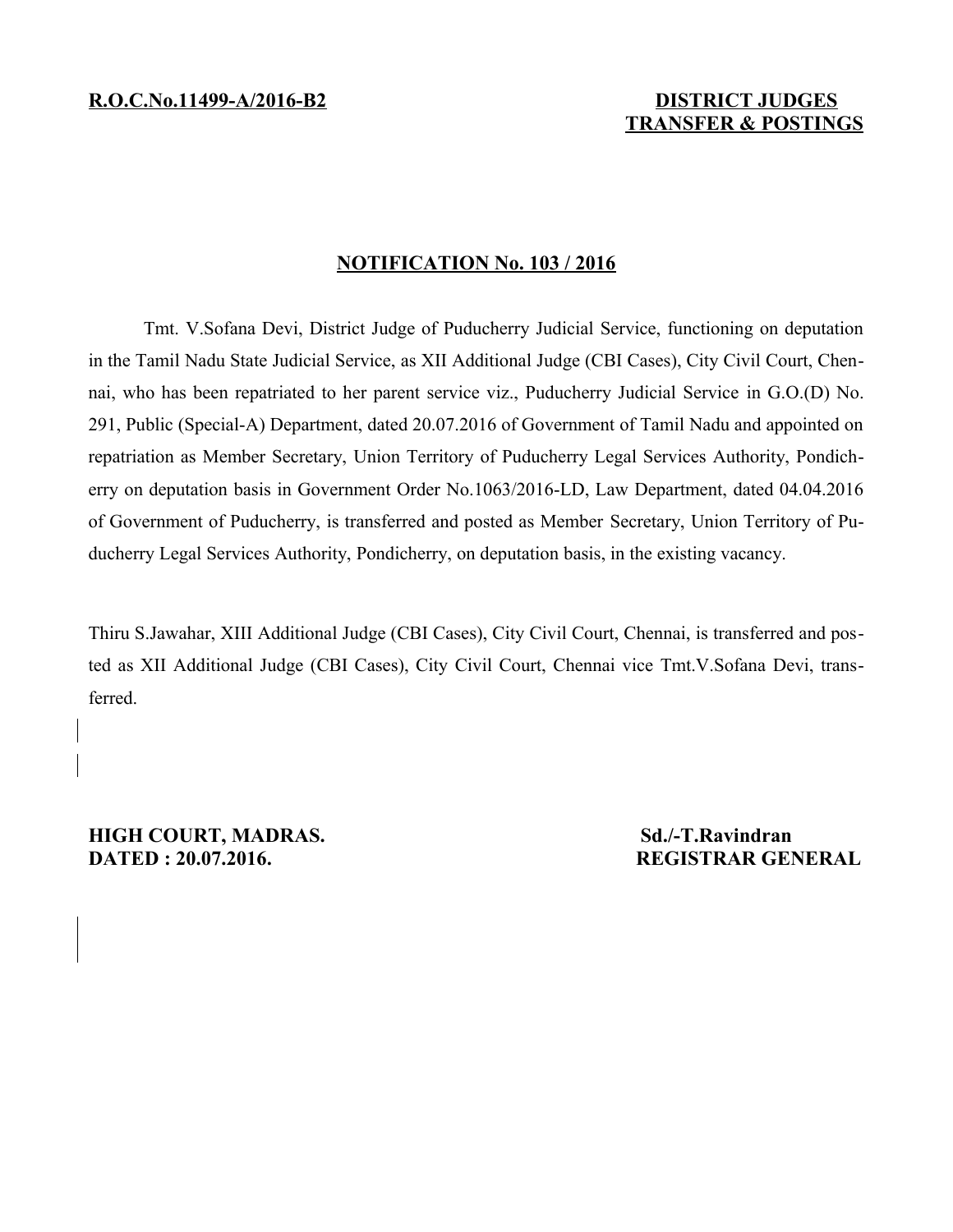**R.O.C.No.11499-A/2016-B2**

**DISTRICT JUDGES TRANSFER & POSTINGS**

## NOTIFICATION No. 103 / 2016

Tmt. V.Sofana Devi, District Judge of Puducherry Judicial Service, functioning on deputation in the Tamil Nadu State Judicial Service, as XII Additional Judge (CBI Cases), City Civil Court, Chennai, who has been repatriated to her parent service viz., Puducherry Judicial Service in G.O.(D) No. 291, Public (Special-A) Department, dated 20.07.2016 of Government of Tamil Nadu and appointed on repatriation as Member Secretary, Union Territory of Puducherry Legal Services Authority, Pondicherry on deputation basis in Government Order No.1063/2016-LD, Law Department, dated 04.04.2016 of Government of Puducherry, is transferred and posted as Member Secretary, Union Territory of Puducherry Legal Services Authority, Pondicherry, on deputation basis, in the existing vacancy.

Thiru S.Jawahar, XIII Additional Judge (CBI Cases), City Civil Court, Chennai, is transferred and posted as XII Additional Judge (CBI Cases), City Civil Court, Chennai vice Tmt.V.Sofana Devi, transferred.

**HIGH COURT, MADRAS.**
**DATED : 20.07.2016.**

**Sd./-T.Ravindran**
**REGISTRAR GENERAL**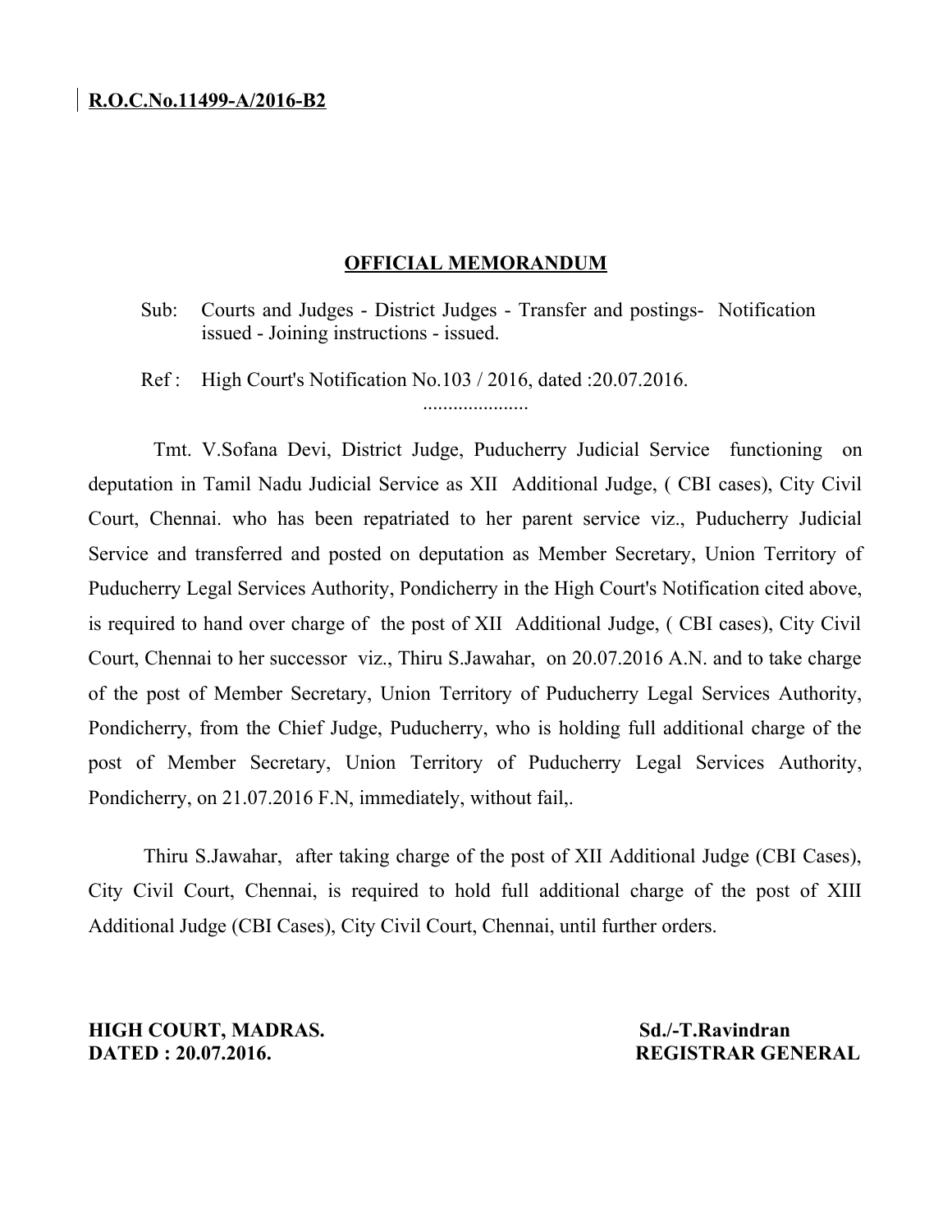**R.O.C.No.11499-A/2016-B2**

## OFFICIAL MEMORANDUM

Sub: Courts and Judges - District Judges - Transfer and postings- Notification issued - Joining instructions - issued.

Ref : High Court's Notification No.103 / 2016, dated :20.07.2016.

.....................

Tmt. V.Sofana Devi, District Judge, Puducherry Judicial Service functioning on deputation in Tamil Nadu Judicial Service as XII Additional Judge, ( CBI cases), City Civil Court, Chennai. who has been repatriated to her parent service viz., Puducherry Judicial Service and transferred and posted on deputation as Member Secretary, Union Territory of Puducherry Legal Services Authority, Pondicherry in the High Court's Notification cited above, is required to hand over charge of the post of XII Additional Judge, ( CBI cases), City Civil Court, Chennai to her successor viz., Thiru S.Jawahar, on 20.07.2016 A.N. and to take charge of the post of Member Secretary, Union Territory of Puducherry Legal Services Authority, Pondicherry, from the Chief Judge, Puducherry, who is holding full additional charge of the post of Member Secretary, Union Territory of Puducherry Legal Services Authority, Pondicherry, on 21.07.2016 F.N, immediately, without fail,.

Thiru S.Jawahar, after taking charge of the post of XII Additional Judge (CBI Cases), City Civil Court, Chennai, is required to hold full additional charge of the post of XIII Additional Judge (CBI Cases), City Civil Court, Chennai, until further orders.

**HIGH COURT, MADRAS.**
**DATED : 20.07.2016.**

**Sd./-T.Ravindran**
**REGISTRAR GENERAL**